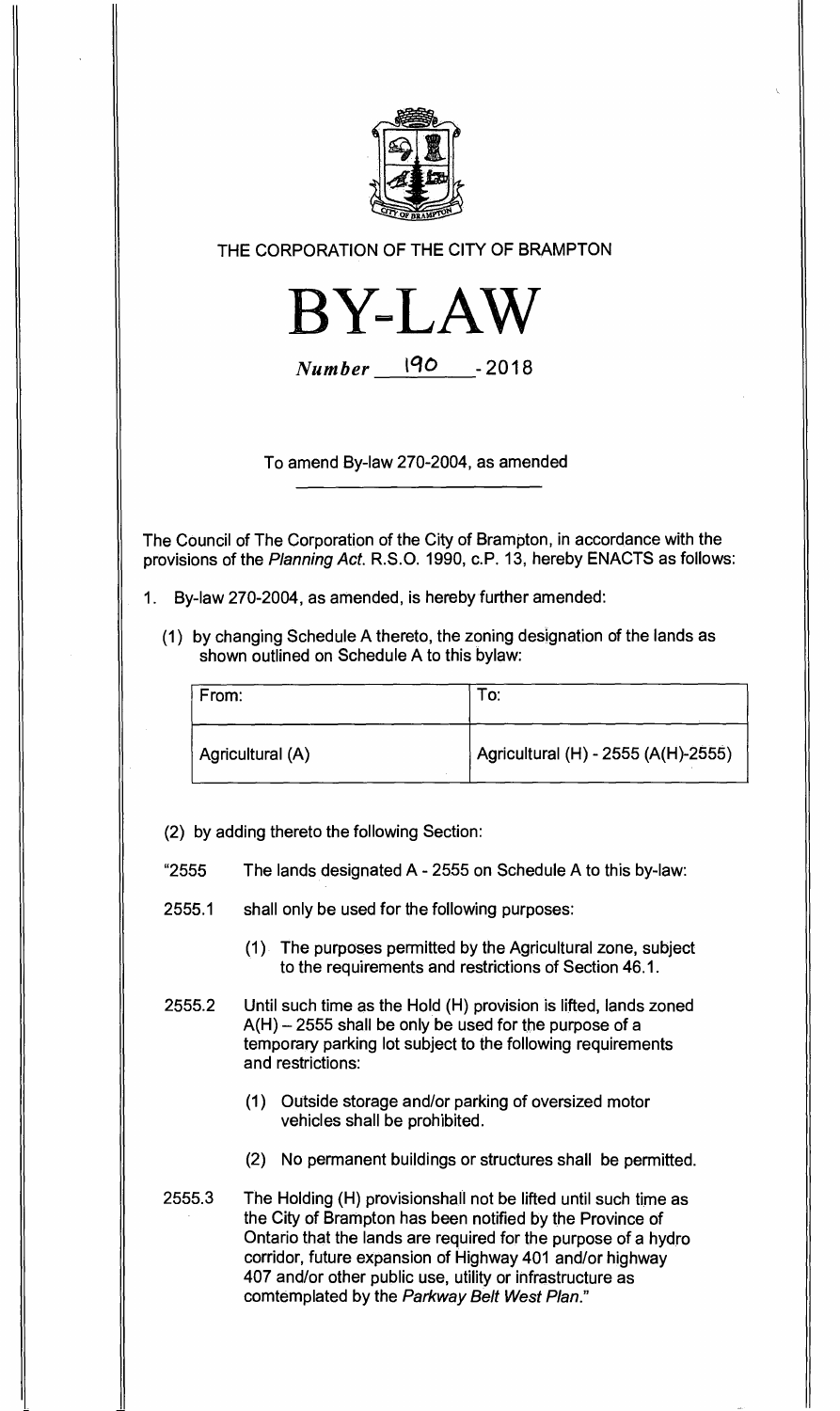THE CORPORATION OF THE CITY OF BRAMPTON

# BY-LAW

*Number* 190 - 2018

To amend By-law 270-2004, as amended

The Council of The Corporation of the City of Brampton, in accordance with the provisions of the *Planning Act*. R.S.O. 1990, c.P. 13, hereby ENACTS as follows:

1. By-law 270-2004, as amended, is hereby further amended:

   (1) by changing Schedule A thereto, the zoning designation of the lands as shown outlined on Schedule A to this bylaw:

| From: | To: |
|---|---|
| Agricultural (A) | Agricultural (H) - 2555 (A(H)-2555) |

   (2) by adding thereto the following Section:

"2555 The lands designated A - 2555 on Schedule A to this by-law:

2555.1 shall only be used for the following purposes:

(1) The purposes permitted by the Agricultural zone, subject to the requirements and restrictions of Section 46.1.

2555.2 Until such time as the Hold (H) provision is lifted, lands zoned A(H) – 2555 shall be only be used for the purpose of a temporary parking lot subject to the following requirements and restrictions:

(1) Outside storage and/or parking of oversized motor vehicles shall be prohibited.

(2) No permanent buildings or structures shall be permitted.

2555.3 The Holding (H) provisionshall not be lifted until such time as the City of Brampton has been notified by the Province of Ontario that the lands are required for the purpose of a hydro corridor, future expansion of Highway 401 and/or highway 407 and/or other public use, utility or infrastructure as comtemplated by the *Parkway Belt West Plan*."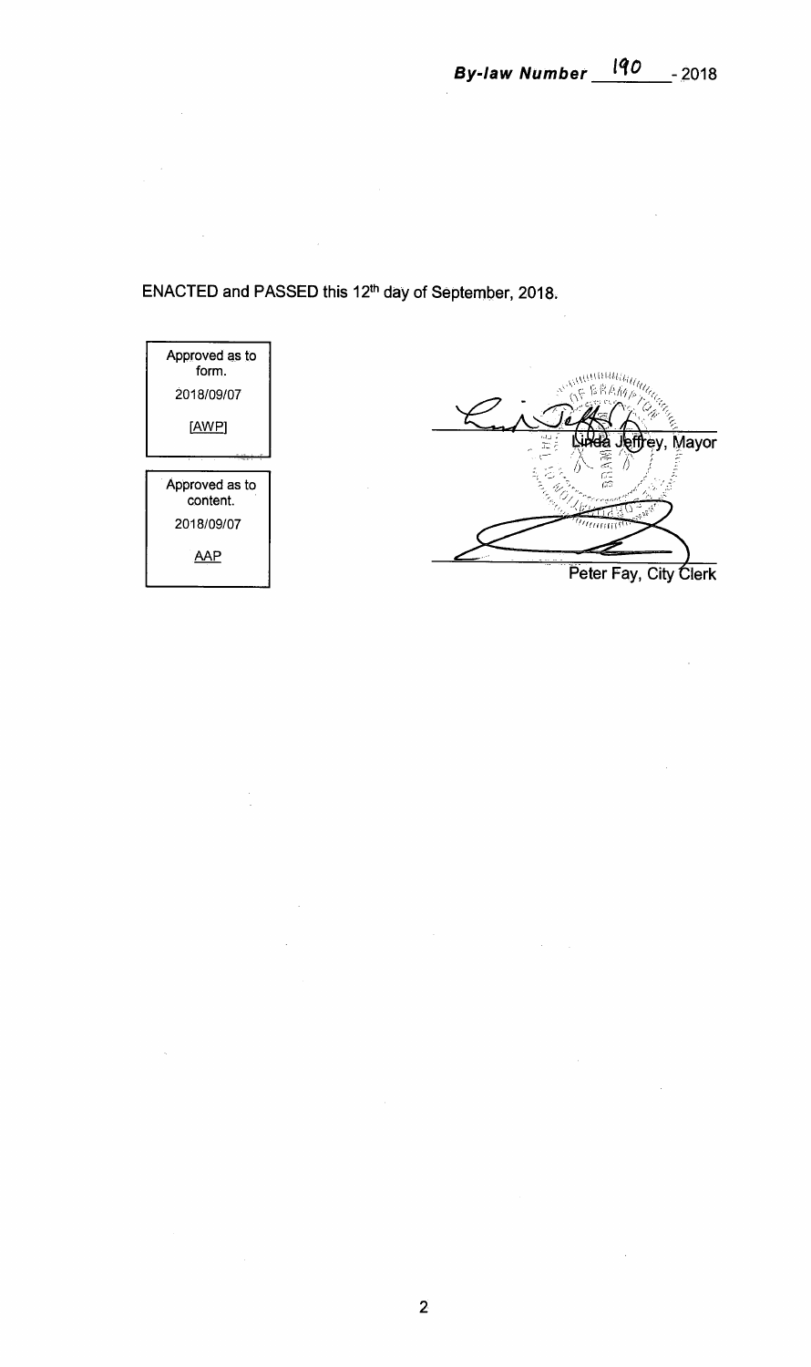**By-law Number 190 - 2018**

ENACTED and PASSED this 12th day of September, 2018.

| Approved as to form. |
| --- |
| 2018/09/07 |
| [AWP] |

| Approved as to content. |
| --- |
| 2018/09/07 |
| AAP |

Linda Jeffrey, Mayor

Peter Fay, City Clerk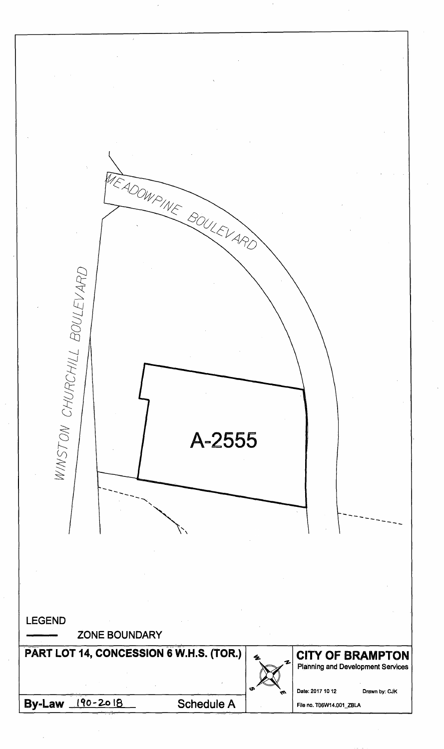MEADOWPINE BOULEVARD

WINSTON CHURCHILL BOULEVARD

A-2555

LEGEND

ZONE BOUNDARY

**PART LOT 14, CONCESSION 6 W.H.S. (TOR.)**

**CITY OF BRAMPTON**

Planning and Development Services

Date: 2017 10 12

Drawn by: CJK

File no. T06W14.001_ZBLA

**By-Law** 190-2018

Schedule A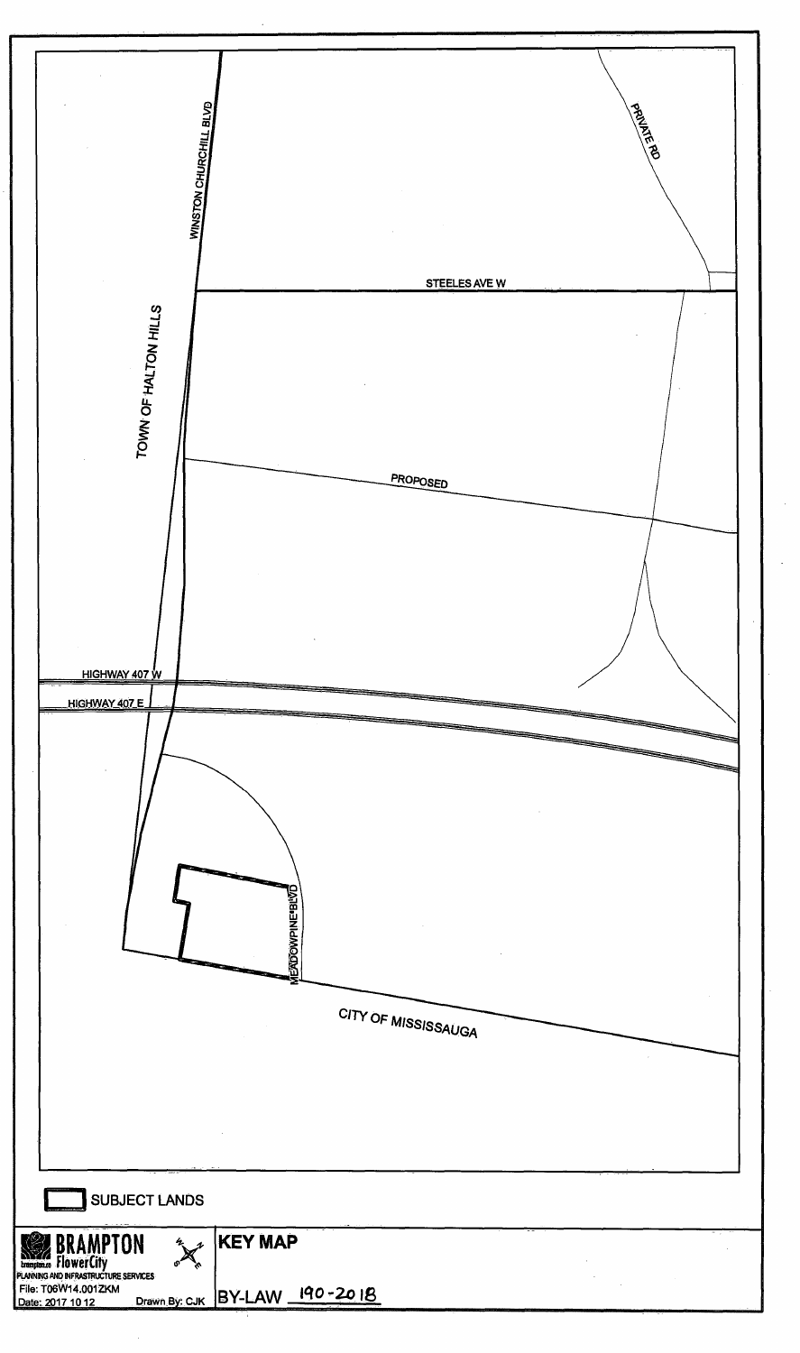WINSTON CHURCHILL BLVD

PRIVATE RD

STEELES AVE W

TOWN OF HALTON HILLS

PROPOSED

HIGHWAY 407 W

HIGHWAY 407 E

MEADOWPINE BLVD

CITY OF MISSISSAUGA

SUBJECT LANDS

**BRAMPTON**
**FlowerCity**
brampton.ca
PLANNING AND INFRASTRUCTURE SERVICES
File: T06W14.001ZKM
Date: 2017 10 12
Drawn By: CJK

## KEY MAP

BY-LAW 190-2018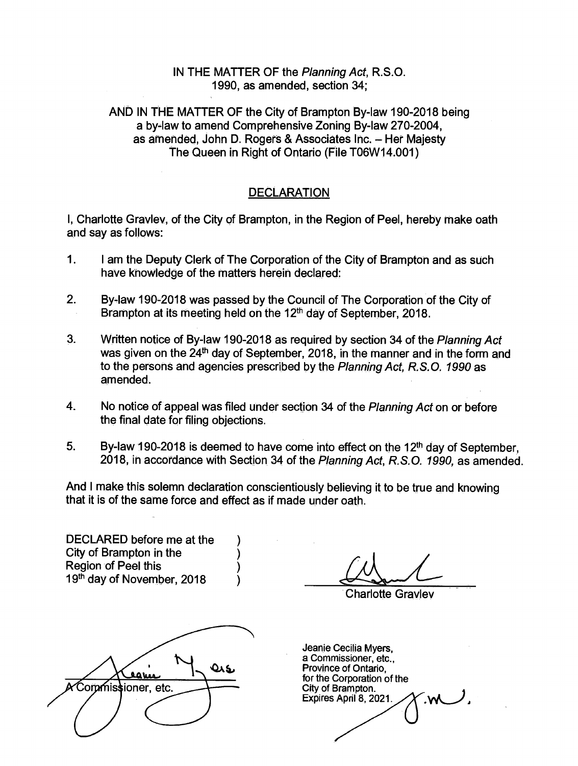IN THE MATTER OF the *Planning Act*, R.S.O. 1990, as amended, section 34;

AND IN THE MATTER OF the City of Brampton By-law 190-2018 being a by-law to amend Comprehensive Zoning By-law 270-2004, as amended, John D. Rogers & Associates Inc. – Her Majesty The Queen in Right of Ontario (File T06W14.001)

## DECLARATION

I, Charlotte Gravlev, of the City of Brampton, in the Region of Peel, hereby make oath and say as follows:

1. I am the Deputy Clerk of The Corporation of the City of Brampton and as such have knowledge of the matters herein declared:

2. By-law 190-2018 was passed by the Council of The Corporation of the City of Brampton at its meeting held on the 12th day of September, 2018.

3. Written notice of By-law 190-2018 as required by section 34 of the *Planning Act* was given on the 24th day of September, 2018, in the manner and in the form and to the persons and agencies prescribed by the *Planning Act, R.S.O. 1990* as amended.

4. No notice of appeal was filed under section 34 of the *Planning Act* on or before the final date for filing objections.

5. By-law 190-2018 is deemed to have come into effect on the 12th day of September, 2018, in accordance with Section 34 of the *Planning Act, R.S.O. 1990,* as amended.

And I make this solemn declaration conscientiously believing it to be true and knowing that it is of the same force and effect as if made under oath.

DECLARED before me at the City of Brampton in the Region of Peel this 19th day of November, 2018

Charlotte Gravlev

A Commissioner, etc.

Jeanie Cecilia Myers,
a Commissioner, etc.,
Province of Ontario,
for the Corporation of the
City of Brampton.
Expires April 8, 2021.